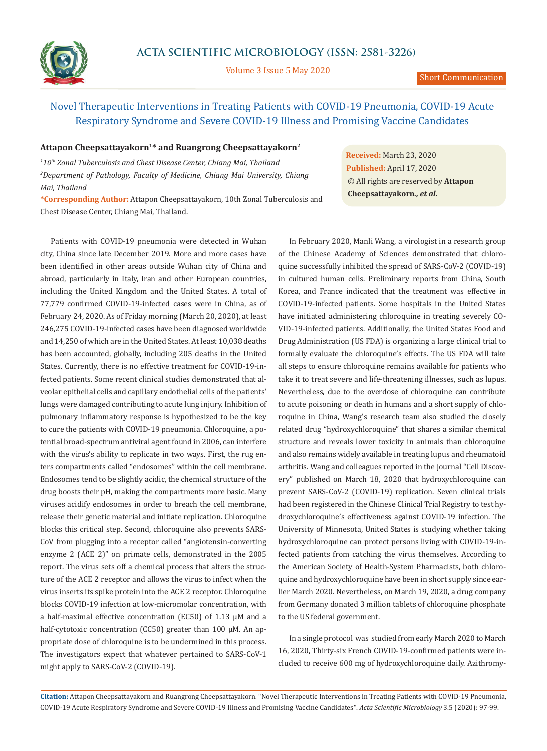Short Communication

# Novel Therapeutic Interventions in Treating Patients with COVID-19 Pneumonia, COVID-19 Acute Respiratory Syndrome and Severe COVID-19 Illness and Promising Vaccine Candidates

**Attapon Cheepsattayakorn[1]* and Ruangrong Cheepsattayakorn[2]**

[1]*10th Zonal Tuberculosis and Chest Disease Center, Chiang Mai, Thailand*

[2]*Department of Pathology, Faculty of Medicine, Chiang Mai University, Chiang Mai, Thailand*

***Corresponding Author:** Attapon Cheepsattayakorn, 10th Zonal Tuberculosis and Chest Disease Center, Chiang Mai, Thailand.

**Received:** March 23, 2020
**Published:** April 17, 2020
© All rights are reserved by **Attapon Cheepsattayakorn., *et al.***

Patients with COVID-19 pneumonia were detected in Wuhan city, China since late December 2019. More and more cases have been identified in other areas outside Wuhan city of China and abroad, particularly in Italy, Iran and other European countries, including the United Kingdom and the United States. A total of 77,779 confirmed COVID-19-infected cases were in China, as of February 24, 2020. As of Friday morning (March 20, 2020), at least 246,275 COVID-19-infected cases have been diagnosed worldwide and 14,250 of which are in the United States. At least 10,038 deaths has been accounted, globally, including 205 deaths in the United States. Currently, there is no effective treatment for COVID-19-infected patients. Some recent clinical studies demonstrated that alveolar epithelial cells and capillary endothelial cells of the patients' lungs were damaged contributing to acute lung injury. Inhibition of pulmonary inflammatory response is hypothesized to be the key to cure the patients with COVID-19 pneumonia. Chloroquine, a potential broad-spectrum antiviral agent found in 2006, can interfere with the virus's ability to replicate in two ways. First, the rug enters compartments called "endosomes" within the cell membrane. Endosomes tend to be slightly acidic, the chemical structure of the drug boosts their pH, making the compartments more basic. Many viruses acidify endosomes in order to breach the cell membrane, release their genetic material and initiate replication. Chloroquine blocks this critical step. Second, chloroquine also prevents SARS-CoV from plugging into a receptor called "angiotensin-converting enzyme 2 (ACE 2)" on primate cells, demonstrated in the 2005 report. The virus sets off a chemical process that alters the structure of the ACE 2 receptor and allows the virus to infect when the virus inserts its spike protein into the ACE 2 receptor. Chloroquine blocks COVID-19 infection at low-micromolar concentration, with a half-maximal effective concentration (EC50) of 1.13 µM and a half-cytotoxic concentration (CC50) greater than 100 µM. An appropriate dose of chloroquine is to be undermined in this process. The investigators expect that whatever pertained to SARS-CoV-1 might apply to SARS-CoV-2 (COVID-19).

In February 2020, Manli Wang, a virologist in a research group of the Chinese Academy of Sciences demonstrated that chloroquine successfully inhibited the spread of SARS-CoV-2 (COVID-19) in cultured human cells. Preliminary reports from China, South Korea, and France indicated that the treatment was effective in COVID-19-infected patients. Some hospitals in the United States have initiated administering chloroquine in treating severely COVID-19-infected patients. Additionally, the United States Food and Drug Administration (US FDA) is organizing a large clinical trial to formally evaluate the chloroquine's effects. The US FDA will take all steps to ensure chloroquine remains available for patients who take it to treat severe and life-threatening illnesses, such as lupus. Nevertheless, due to the overdose of chloroquine can contribute to acute poisoning or death in humans and a short supply of chloroquine in China, Wang's research team also studied the closely related drug "hydroxychloroquine" that shares a similar chemical structure and reveals lower toxicity in animals than chloroquine and also remains widely available in treating lupus and rheumatoid arthritis. Wang and colleagues reported in the journal "Cell Discovery" published on March 18, 2020 that hydroxychloroquine can prevent SARS-CoV-2 (COVID-19) replication. Seven clinical trials had been registered in the Chinese Clinical Trial Registry to test hydroxychloroquine's effectiveness against COVID-19 infection. The University of Minnesota, United States is studying whether taking hydroxychloroquine can protect persons living with COVID-19-infected patients from catching the virus themselves. According to the American Society of Health-System Pharmacists, both chloroquine and hydroxychloroquine have been in short supply since earlier March 2020. Nevertheless, on March 19, 2020, a drug company from Germany donated 3 million tablets of chloroquine phosphate to the US federal government.

In a single protocol was studied from early March 2020 to March 16, 2020, Thirty-six French COVID-19-confirmed patients were included to receive 600 mg of hydroxychloroquine daily. Azithromy-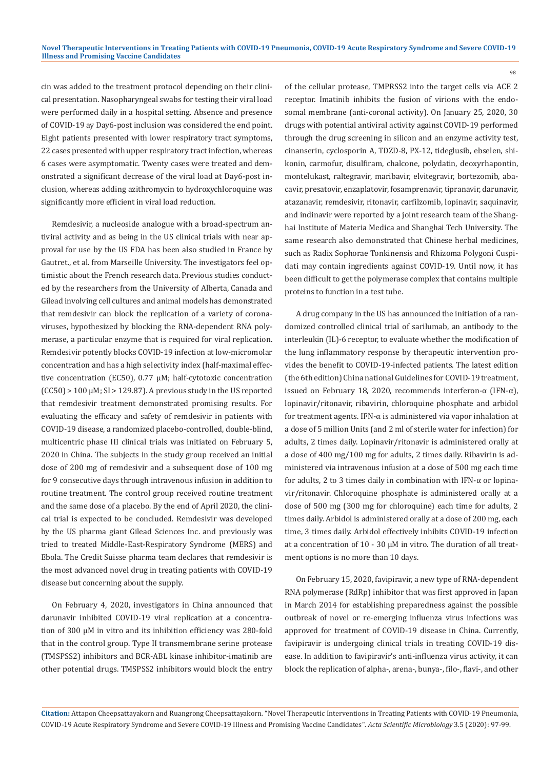cin was added to the treatment protocol depending on their clinical presentation. Nasopharyngeal swabs for testing their viral load were performed daily in a hospital setting. Absence and presence of COVID-19 ay Day6-post inclusion was considered the end point. Eight patients presented with lower respiratory tract symptoms, 22 cases presented with upper respiratory tract infection, whereas 6 cases were asymptomatic. Twenty cases were treated and demonstrated a significant decrease of the viral load at Day6-post inclusion, whereas adding azithromycin to hydroxychloroquine was significantly more efficient in viral load reduction.

Remdesivir, a nucleoside analogue with a broad-spectrum antiviral activity and as being in the US clinical trials with near approval for use by the US FDA has been also studied in France by Gautret., et al. from Marseille University. The investigators feel optimistic about the French research data. Previous studies conducted by the researchers from the University of Alberta, Canada and Gilead involving cell cultures and animal models has demonstrated that remdesivir can block the replication of a variety of coronaviruses, hypothesized by blocking the RNA-dependent RNA polymerase, a particular enzyme that is required for viral replication. Remdesivir potently blocks COVID-19 infection at low-micromolar concentration and has a high selectivity index (half-maximal effective concentration (EC50), 0.77 μM; half-cytotoxic concentration (CC50) > 100 μM; SI > 129.87). A previous study in the US reported that remdesivir treatment demonstrated promising results. For evaluating the efficacy and safety of remdesivir in patients with COVID-19 disease, a randomized placebo-controlled, double-blind, multicentric phase III clinical trials was initiated on February 5, 2020 in China. The subjects in the study group received an initial dose of 200 mg of remdesivir and a subsequent dose of 100 mg for 9 consecutive days through intravenous infusion in addition to routine treatment. The control group received routine treatment and the same dose of a placebo. By the end of April 2020, the clinical trial is expected to be concluded. Remdesivir was developed by the US pharma giant Gilead Sciences Inc. and previously was tried to treated Middle-East-Respiratory Syndrome (MERS) and Ebola. The Credit Suisse pharma team declares that remdesivir is the most advanced novel drug in treating patients with COVID-19 disease but concerning about the supply.

On February 4, 2020, investigators in China announced that darunavir inhibited COVID-19 viral replication at a concentration of 300 μM in vitro and its inhibition efficiency was 280-fold that in the control group. Type II transmembrane serine protease (TMSPSS2) inhibitors and BCR-ABL kinase inhibitor-imatinib are other potential drugs. TMSPSS2 inhibitors would block the entry of the cellular protease, TMPRSS2 into the target cells via ACE 2 receptor. Imatinib inhibits the fusion of virions with the endosomal membrane (anti-coronal activity). On January 25, 2020, 30 drugs with potential antiviral activity against COVID-19 performed through the drug screening in silicon and an enzyme activity test, cinanserin, cyclosporin A, TDZD-8, PX-12, tideglusib, ebselen, shikonin, carmofur, disulfiram, chalcone, polydatin, deoxyrhapontin, montelukast, raltegravir, maribavir, elvitegravir, bortezomib, abacavir, presatovir, enzaplatovir, fosamprenavir, tipranavir, darunavir, atazanavir, remdesivir, ritonavir, carfilzomib, lopinavir, saquinavir, and indinavir were reported by a joint research team of the Shanghai Institute of Materia Medica and Shanghai Tech University. The same research also demonstrated that Chinese herbal medicines, such as Radix Sophorae Tonkinensis and Rhizoma Polygoni Cuspidati may contain ingredients against COVID-19. Until now, it has been difficult to get the polymerase complex that contains multiple proteins to function in a test tube.

A drug company in the US has announced the initiation of a randomized controlled clinical trial of sarilumab, an antibody to the interleukin (IL)-6 receptor, to evaluate whether the modification of the lung inflammatory response by therapeutic intervention provides the benefit to COVID-19-infected patients. The latest edition (the 6th edition) China national Guidelines for COVID-19 treatment, issued on February 18, 2020, recommends interferon-α (IFN-α), lopinavir/ritonavir, ribavirin, chloroquine phosphate and arbidol for treatment agents. IFN-α is administered via vapor inhalation at a dose of 5 million Units (and 2 ml of sterile water for infection) for adults, 2 times daily. Lopinavir/ritonavir is administered orally at a dose of 400 mg/100 mg for adults, 2 times daily. Ribavirin is administered via intravenous infusion at a dose of 500 mg each time for adults, 2 to 3 times daily in combination with IFN-α or lopinavir/ritonavir. Chloroquine phosphate is administered orally at a dose of 500 mg (300 mg for chloroquine) each time for adults, 2 times daily. Arbidol is administered orally at a dose of 200 mg, each time, 3 times daily. Arbidol effectively inhibits COVID-19 infection at a concentration of 10 - 30 μM in vitro. The duration of all treatment options is no more than 10 days.

On February 15, 2020, favipiravir, a new type of RNA-dependent RNA polymerase (RdRp) inhibitor that was first approved in Japan in March 2014 for establishing preparedness against the possible outbreak of novel or re-emerging influenza virus infections was approved for treatment of COVID-19 disease in China. Currently, favipiravir is undergoing clinical trials in treating COVID-19 disease. In addition to favipiravir's anti-influenza virus activity, it can block the replication of alpha-, arena-, bunya-, filo-, flavi-, and other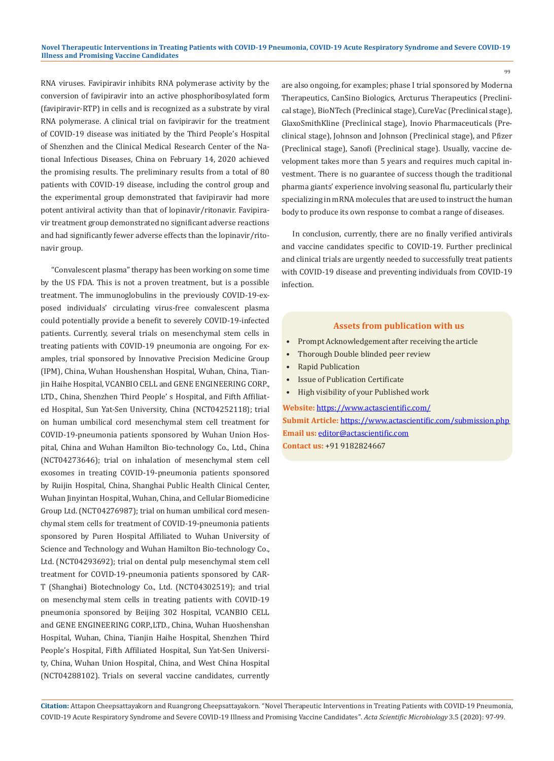RNA viruses. Favipiravir inhibits RNA polymerase activity by the conversion of favipiravir into an active phosphoribosylated form (favipiravir-RTP) in cells and is recognized as a substrate by viral RNA polymerase. A clinical trial on favipiravir for the treatment of COVID-19 disease was initiated by the Third People's Hospital of Shenzhen and the Clinical Medical Research Center of the National Infectious Diseases, China on February 14, 2020 achieved the promising results. The preliminary results from a total of 80 patients with COVID-19 disease, including the control group and the experimental group demonstrated that favipiravir had more potent antiviral activity than that of lopinavir/ritonavir. Favipiravir treatment group demonstrated no significant adverse reactions and had significantly fewer adverse effects than the lopinavir/ritonavir group.

"Convalescent plasma" therapy has been working on some time by the US FDA. This is not a proven treatment, but is a possible treatment. The immunoglobulins in the previously COVID-19-exposed individuals' circulating virus-free convalescent plasma could potentially provide a benefit to severely COVID-19-infected patients. Currently, several trials on mesenchymal stem cells in treating patients with COVID-19 pneumonia are ongoing. For examples, trial sponsored by Innovative Precision Medicine Group (IPM), China, Wuhan Houshenshan Hospital, Wuhan, China, Tianjin Haihe Hospital, VCANBIO CELL and GENE ENGINEERING CORP., LTD., China, Shenzhen Third People' s Hospital, and Fifth Affiliated Hospital, Sun Yat-Sen University, China (NCT04252118); trial on human umbilical cord mesenchymal stem cell treatment for COVID-19-pneumonia patients sponsored by Wuhan Union Hospital, China and Wuhan Hamilton Bio-technology Co., Ltd., China (NCT04273646); trial on inhalation of mesenchymal stem cell exosomes in treating COVID-19-pneumonia patients sponsored by Ruijin Hospital, China, Shanghai Public Health Clinical Center, Wuhan Jinyintan Hospital, Wuhan, China, and Cellular Biomedicine Group Ltd. (NCT04276987); trial on human umbilical cord mesenchymal stem cells for treatment of COVID-19-pneumonia patients sponsored by Puren Hospital Affiliated to Wuhan University of Science and Technology and Wuhan Hamilton Bio-technology Co., Ltd. (NCT04293692); trial on dental pulp mesenchymal stem cell treatment for COVID-19-pneumonia patients sponsored by CAR-T (Shanghai) Biotechnology Co., Ltd. (NCT04302519); and trial on mesenchymal stem cells in treating patients with COVID-19 pneumonia sponsored by Beijing 302 Hospital, VCANBIO CELL and GENE ENGINEERING CORP.,LTD., China, Wuhan Huoshenshan Hospital, Wuhan, China, Tianjin Haihe Hospital, Shenzhen Third People's Hospital, Fifth Affiliated Hospital, Sun Yat-Sen University, China, Wuhan Union Hospital, China, and West China Hospital (NCT04288102). Trials on several vaccine candidates, currently are also ongoing, for examples; phase I trial sponsored by Moderna Therapeutics, CanSino Biologics, Arcturus Therapeutics (Preclinical stage), BioNTech (Preclinical stage), CureVac (Preclinical stage), GlaxoSmithKline (Preclinical stage), Inovio Pharmaceuticals (Preclinical stage), Johnson and Johnson (Preclinical stage), and Pfizer (Preclinical stage), Sanofi (Preclinical stage). Usually, vaccine development takes more than 5 years and requires much capital investment. There is no guarantee of success though the traditional pharma giants' experience involving seasonal flu, particularly their specializing in mRNA molecules that are used to instruct the human body to produce its own response to combat a range of diseases.

In conclusion, currently, there are no finally verified antivirals and vaccine candidates specific to COVID-19. Further preclinical and clinical trials are urgently needed to successfully treat patients with COVID-19 disease and preventing individuals from COVID-19 infection.

**Assets from publication with us**

- Prompt Acknowledgement after receiving the article
- Thorough Double blinded peer review
- Rapid Publication
- Issue of Publication Certificate
- High visibility of your Published work

**Website:** https://www.actascientific.com/
**Submit Article:** https://www.actascientific.com/submission.php
**Email us:** editor@actascientific.com
**Contact us:** +91 9182824667